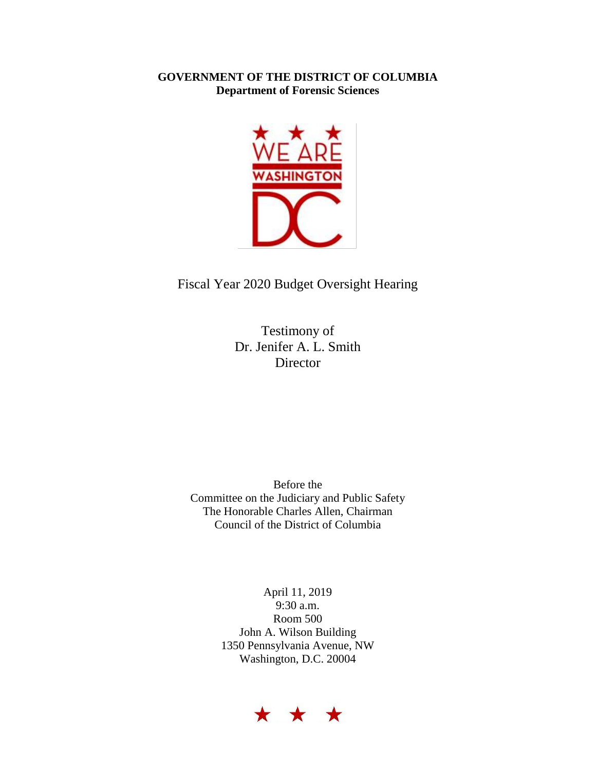**GOVERNMENT OF THE DISTRICT OF COLUMBIA**
**Department of Forensic Sciences**

Fiscal Year 2020 Budget Oversight Hearing

Testimony of
Dr. Jenifer A. L. Smith
Director

Before the
Committee on the Judiciary and Public Safety
The Honorable Charles Allen, Chairman
Council of the District of Columbia

April 11, 2019
9:30 a.m.
Room 500
John A. Wilson Building
1350 Pennsylvania Avenue, NW
Washington, D.C. 20004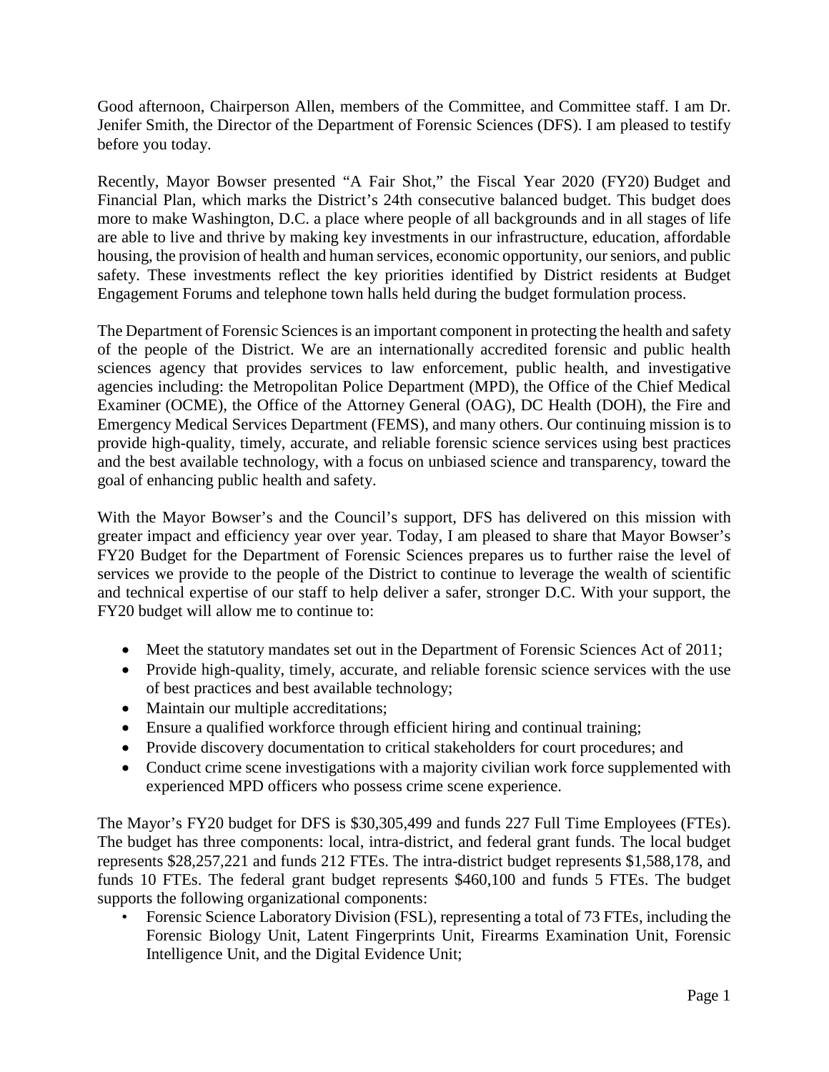Good afternoon, Chairperson Allen, members of the Committee, and Committee staff. I am Dr. Jenifer Smith, the Director of the Department of Forensic Sciences (DFS). I am pleased to testify before you today.

Recently, Mayor Bowser presented "A Fair Shot," the Fiscal Year 2020 (FY20) Budget and Financial Plan, which marks the District's 24th consecutive balanced budget. This budget does more to make Washington, D.C. a place where people of all backgrounds and in all stages of life are able to live and thrive by making key investments in our infrastructure, education, affordable housing, the provision of health and human services, economic opportunity, our seniors, and public safety. These investments reflect the key priorities identified by District residents at Budget Engagement Forums and telephone town halls held during the budget formulation process.

The Department of Forensic Sciences is an important component in protecting the health and safety of the people of the District. We are an internationally accredited forensic and public health sciences agency that provides services to law enforcement, public health, and investigative agencies including: the Metropolitan Police Department (MPD), the Office of the Chief Medical Examiner (OCME), the Office of the Attorney General (OAG), DC Health (DOH), the Fire and Emergency Medical Services Department (FEMS), and many others. Our continuing mission is to provide high-quality, timely, accurate, and reliable forensic science services using best practices and the best available technology, with a focus on unbiased science and transparency, toward the goal of enhancing public health and safety.

With the Mayor Bowser's and the Council's support, DFS has delivered on this mission with greater impact and efficiency year over year. Today, I am pleased to share that Mayor Bowser's FY20 Budget for the Department of Forensic Sciences prepares us to further raise the level of services we provide to the people of the District to continue to leverage the wealth of scientific and technical expertise of our staff to help deliver a safer, stronger D.C. With your support, the FY20 budget will allow me to continue to:

- Meet the statutory mandates set out in the Department of Forensic Sciences Act of 2011;
- Provide high-quality, timely, accurate, and reliable forensic science services with the use of best practices and best available technology;
- Maintain our multiple accreditations;
- Ensure a qualified workforce through efficient hiring and continual training;
- Provide discovery documentation to critical stakeholders for court procedures; and
- Conduct crime scene investigations with a majority civilian work force supplemented with experienced MPD officers who possess crime scene experience.

The Mayor's FY20 budget for DFS is $30,305,499 and funds 227 Full Time Employees (FTEs). The budget has three components: local, intra-district, and federal grant funds. The local budget represents $28,257,221 and funds 212 FTEs. The intra-district budget represents $1,588,178, and funds 10 FTEs. The federal grant budget represents $460,100 and funds 5 FTEs. The budget supports the following organizational components:

- Forensic Science Laboratory Division (FSL), representing a total of 73 FTEs, including the Forensic Biology Unit, Latent Fingerprints Unit, Firearms Examination Unit, Forensic Intelligence Unit, and the Digital Evidence Unit;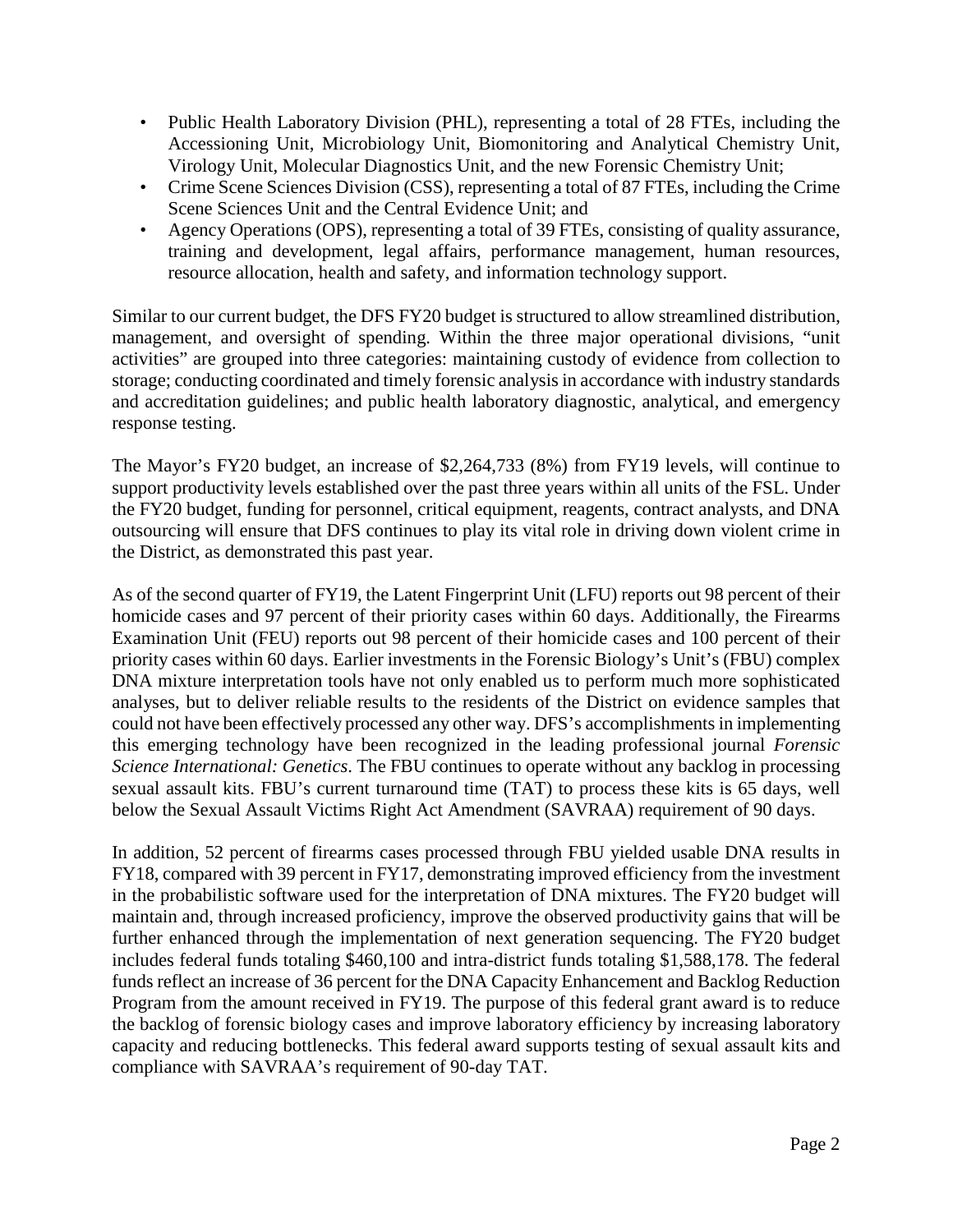- Public Health Laboratory Division (PHL), representing a total of 28 FTEs, including the Accessioning Unit, Microbiology Unit, Biomonitoring and Analytical Chemistry Unit, Virology Unit, Molecular Diagnostics Unit, and the new Forensic Chemistry Unit;
- Crime Scene Sciences Division (CSS), representing a total of 87 FTEs, including the Crime Scene Sciences Unit and the Central Evidence Unit; and
- Agency Operations (OPS), representing a total of 39 FTEs, consisting of quality assurance, training and development, legal affairs, performance management, human resources, resource allocation, health and safety, and information technology support.

Similar to our current budget, the DFS FY20 budget is structured to allow streamlined distribution, management, and oversight of spending. Within the three major operational divisions, "unit activities" are grouped into three categories: maintaining custody of evidence from collection to storage; conducting coordinated and timely forensic analysis in accordance with industry standards and accreditation guidelines; and public health laboratory diagnostic, analytical, and emergency response testing.

The Mayor's FY20 budget, an increase of $2,264,733 (8%) from FY19 levels, will continue to support productivity levels established over the past three years within all units of the FSL. Under the FY20 budget, funding for personnel, critical equipment, reagents, contract analysts, and DNA outsourcing will ensure that DFS continues to play its vital role in driving down violent crime in the District, as demonstrated this past year.

As of the second quarter of FY19, the Latent Fingerprint Unit (LFU) reports out 98 percent of their homicide cases and 97 percent of their priority cases within 60 days. Additionally, the Firearms Examination Unit (FEU) reports out 98 percent of their homicide cases and 100 percent of their priority cases within 60 days. Earlier investments in the Forensic Biology's Unit's (FBU) complex DNA mixture interpretation tools have not only enabled us to perform much more sophisticated analyses, but to deliver reliable results to the residents of the District on evidence samples that could not have been effectively processed any other way. DFS's accomplishments in implementing this emerging technology have been recognized in the leading professional journal *Forensic Science International: Genetics*. The FBU continues to operate without any backlog in processing sexual assault kits. FBU's current turnaround time (TAT) to process these kits is 65 days, well below the Sexual Assault Victims Right Act Amendment (SAVRAA) requirement of 90 days.

In addition, 52 percent of firearms cases processed through FBU yielded usable DNA results in FY18, compared with 39 percent in FY17, demonstrating improved efficiency from the investment in the probabilistic software used for the interpretation of DNA mixtures. The FY20 budget will maintain and, through increased proficiency, improve the observed productivity gains that will be further enhanced through the implementation of next generation sequencing. The FY20 budget includes federal funds totaling $460,100 and intra-district funds totaling $1,588,178. The federal funds reflect an increase of 36 percent for the DNA Capacity Enhancement and Backlog Reduction Program from the amount received in FY19. The purpose of this federal grant award is to reduce the backlog of forensic biology cases and improve laboratory efficiency by increasing laboratory capacity and reducing bottlenecks. This federal award supports testing of sexual assault kits and compliance with SAVRAA's requirement of 90-day TAT.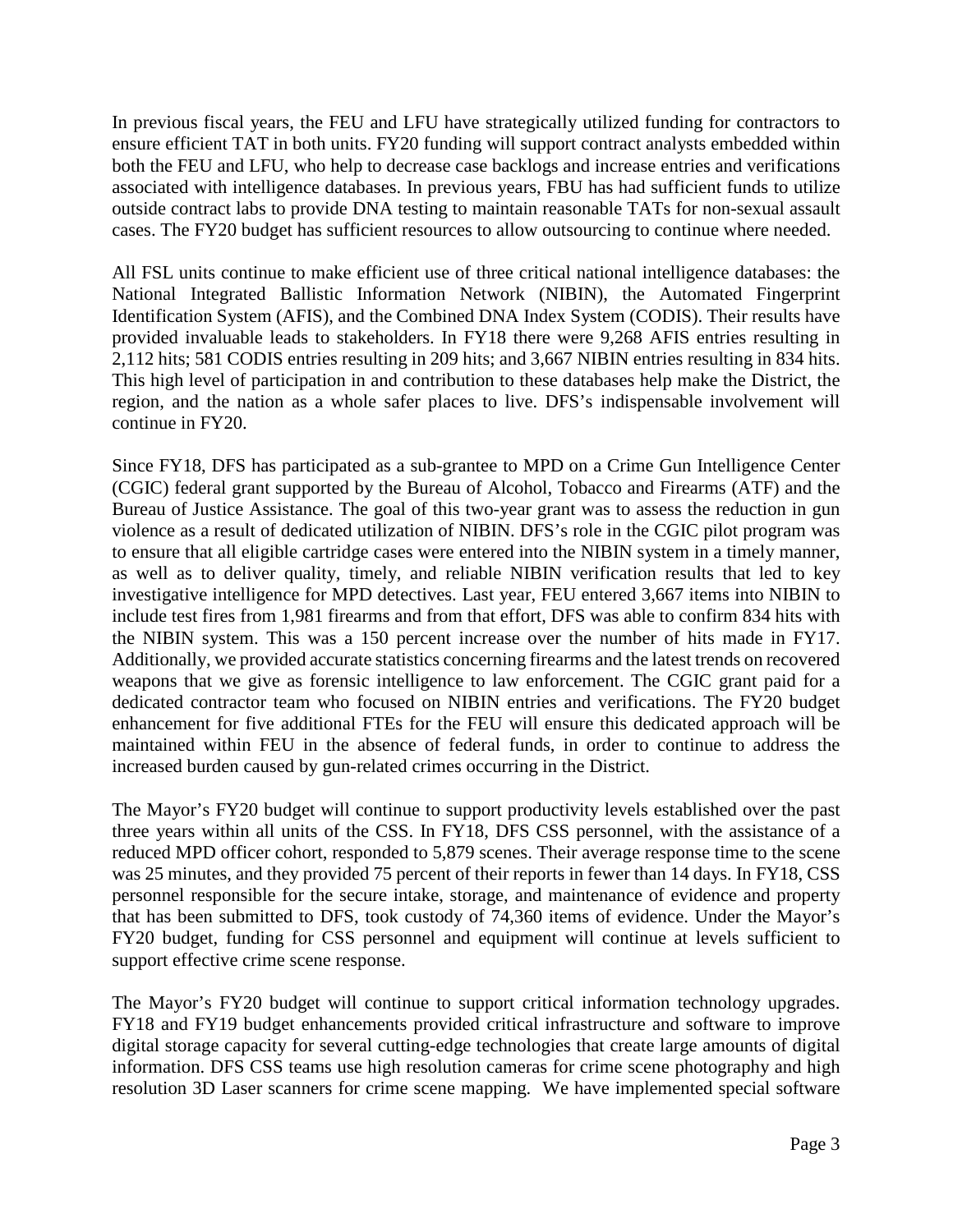In previous fiscal years, the FEU and LFU have strategically utilized funding for contractors to ensure efficient TAT in both units. FY20 funding will support contract analysts embedded within both the FEU and LFU, who help to decrease case backlogs and increase entries and verifications associated with intelligence databases. In previous years, FBU has had sufficient funds to utilize outside contract labs to provide DNA testing to maintain reasonable TATs for non-sexual assault cases. The FY20 budget has sufficient resources to allow outsourcing to continue where needed.

All FSL units continue to make efficient use of three critical national intelligence databases: the National Integrated Ballistic Information Network (NIBIN), the Automated Fingerprint Identification System (AFIS), and the Combined DNA Index System (CODIS). Their results have provided invaluable leads to stakeholders. In FY18 there were 9,268 AFIS entries resulting in 2,112 hits; 581 CODIS entries resulting in 209 hits; and 3,667 NIBIN entries resulting in 834 hits. This high level of participation in and contribution to these databases help make the District, the region, and the nation as a whole safer places to live. DFS's indispensable involvement will continue in FY20.

Since FY18, DFS has participated as a sub-grantee to MPD on a Crime Gun Intelligence Center (CGIC) federal grant supported by the Bureau of Alcohol, Tobacco and Firearms (ATF) and the Bureau of Justice Assistance. The goal of this two-year grant was to assess the reduction in gun violence as a result of dedicated utilization of NIBIN. DFS's role in the CGIC pilot program was to ensure that all eligible cartridge cases were entered into the NIBIN system in a timely manner, as well as to deliver quality, timely, and reliable NIBIN verification results that led to key investigative intelligence for MPD detectives. Last year, FEU entered 3,667 items into NIBIN to include test fires from 1,981 firearms and from that effort, DFS was able to confirm 834 hits with the NIBIN system. This was a 150 percent increase over the number of hits made in FY17. Additionally, we provided accurate statistics concerning firearms and the latest trends on recovered weapons that we give as forensic intelligence to law enforcement. The CGIC grant paid for a dedicated contractor team who focused on NIBIN entries and verifications. The FY20 budget enhancement for five additional FTEs for the FEU will ensure this dedicated approach will be maintained within FEU in the absence of federal funds, in order to continue to address the increased burden caused by gun-related crimes occurring in the District.

The Mayor's FY20 budget will continue to support productivity levels established over the past three years within all units of the CSS. In FY18, DFS CSS personnel, with the assistance of a reduced MPD officer cohort, responded to 5,879 scenes. Their average response time to the scene was 25 minutes, and they provided 75 percent of their reports in fewer than 14 days. In FY18, CSS personnel responsible for the secure intake, storage, and maintenance of evidence and property that has been submitted to DFS, took custody of 74,360 items of evidence. Under the Mayor's FY20 budget, funding for CSS personnel and equipment will continue at levels sufficient to support effective crime scene response.

The Mayor's FY20 budget will continue to support critical information technology upgrades. FY18 and FY19 budget enhancements provided critical infrastructure and software to improve digital storage capacity for several cutting-edge technologies that create large amounts of digital information. DFS CSS teams use high resolution cameras for crime scene photography and high resolution 3D Laser scanners for crime scene mapping. We have implemented special software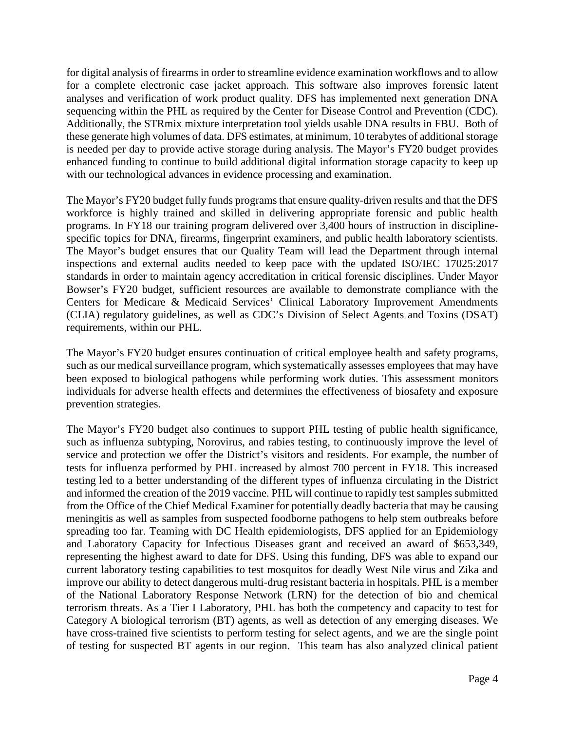for digital analysis of firearms in order to streamline evidence examination workflows and to allow for a complete electronic case jacket approach. This software also improves forensic latent analyses and verification of work product quality. DFS has implemented next generation DNA sequencing within the PHL as required by the Center for Disease Control and Prevention (CDC). Additionally, the STRmix mixture interpretation tool yields usable DNA results in FBU. Both of these generate high volumes of data. DFS estimates, at minimum, 10 terabytes of additional storage is needed per day to provide active storage during analysis. The Mayor's FY20 budget provides enhanced funding to continue to build additional digital information storage capacity to keep up with our technological advances in evidence processing and examination.

The Mayor's FY20 budget fully funds programs that ensure quality-driven results and that the DFS workforce is highly trained and skilled in delivering appropriate forensic and public health programs. In FY18 our training program delivered over 3,400 hours of instruction in discipline-specific topics for DNA, firearms, fingerprint examiners, and public health laboratory scientists. The Mayor's budget ensures that our Quality Team will lead the Department through internal inspections and external audits needed to keep pace with the updated ISO/IEC 17025:2017 standards in order to maintain agency accreditation in critical forensic disciplines. Under Mayor Bowser's FY20 budget, sufficient resources are available to demonstrate compliance with the Centers for Medicare & Medicaid Services' Clinical Laboratory Improvement Amendments (CLIA) regulatory guidelines, as well as CDC's Division of Select Agents and Toxins (DSAT) requirements, within our PHL.

The Mayor's FY20 budget ensures continuation of critical employee health and safety programs, such as our medical surveillance program, which systematically assesses employees that may have been exposed to biological pathogens while performing work duties. This assessment monitors individuals for adverse health effects and determines the effectiveness of biosafety and exposure prevention strategies.

The Mayor's FY20 budget also continues to support PHL testing of public health significance, such as influenza subtyping, Norovirus, and rabies testing, to continuously improve the level of service and protection we offer the District's visitors and residents. For example, the number of tests for influenza performed by PHL increased by almost 700 percent in FY18. This increased testing led to a better understanding of the different types of influenza circulating in the District and informed the creation of the 2019 vaccine. PHL will continue to rapidly test samples submitted from the Office of the Chief Medical Examiner for potentially deadly bacteria that may be causing meningitis as well as samples from suspected foodborne pathogens to help stem outbreaks before spreading too far. Teaming with DC Health epidemiologists, DFS applied for an Epidemiology and Laboratory Capacity for Infectious Diseases grant and received an award of $653,349, representing the highest award to date for DFS. Using this funding, DFS was able to expand our current laboratory testing capabilities to test mosquitos for deadly West Nile virus and Zika and improve our ability to detect dangerous multi-drug resistant bacteria in hospitals. PHL is a member of the National Laboratory Response Network (LRN) for the detection of bio and chemical terrorism threats. As a Tier I Laboratory, PHL has both the competency and capacity to test for Category A biological terrorism (BT) agents, as well as detection of any emerging diseases. We have cross-trained five scientists to perform testing for select agents, and we are the single point of testing for suspected BT agents in our region. This team has also analyzed clinical patient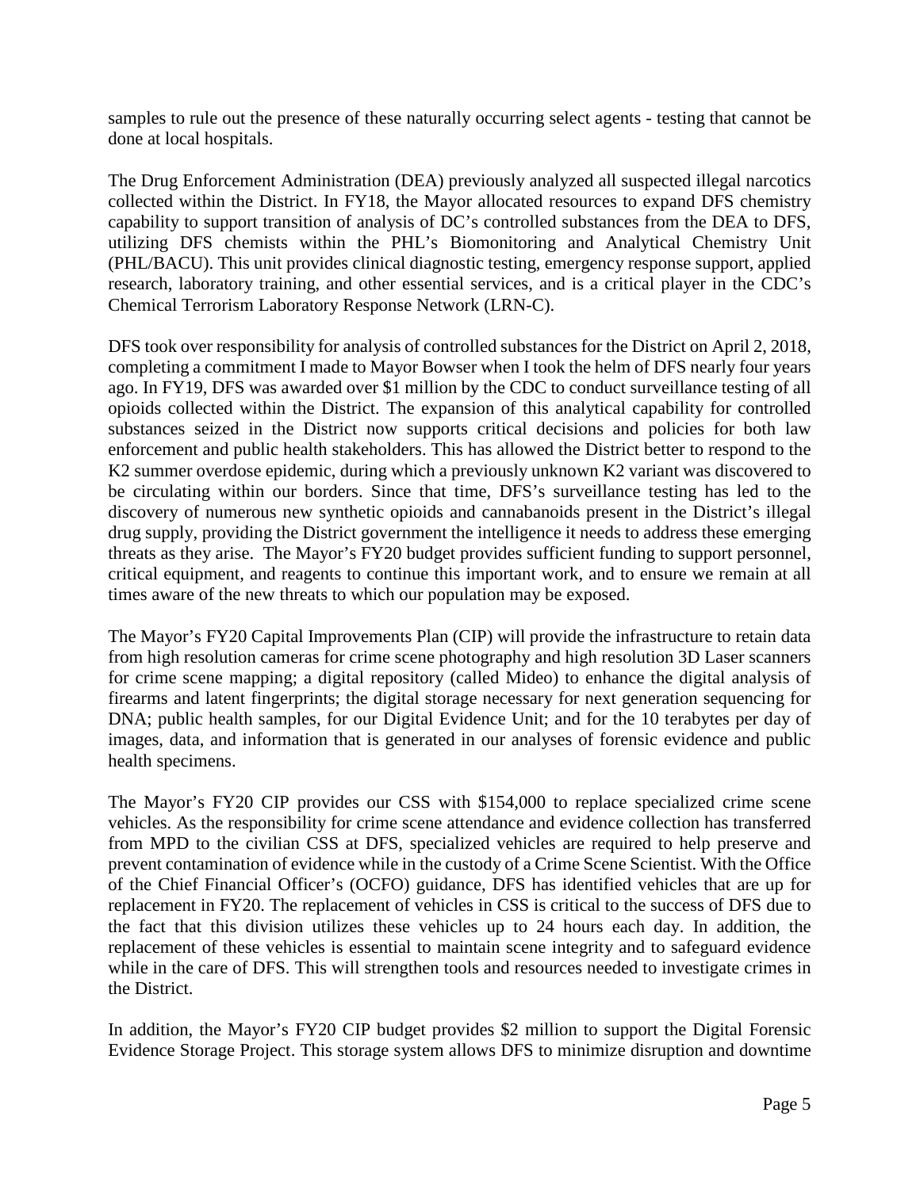samples to rule out the presence of these naturally occurring select agents - testing that cannot be done at local hospitals.

The Drug Enforcement Administration (DEA) previously analyzed all suspected illegal narcotics collected within the District. In FY18, the Mayor allocated resources to expand DFS chemistry capability to support transition of analysis of DC's controlled substances from the DEA to DFS, utilizing DFS chemists within the PHL's Biomonitoring and Analytical Chemistry Unit (PHL/BACU). This unit provides clinical diagnostic testing, emergency response support, applied research, laboratory training, and other essential services, and is a critical player in the CDC's Chemical Terrorism Laboratory Response Network (LRN-C).

DFS took over responsibility for analysis of controlled substances for the District on April 2, 2018, completing a commitment I made to Mayor Bowser when I took the helm of DFS nearly four years ago. In FY19, DFS was awarded over $1 million by the CDC to conduct surveillance testing of all opioids collected within the District. The expansion of this analytical capability for controlled substances seized in the District now supports critical decisions and policies for both law enforcement and public health stakeholders. This has allowed the District better to respond to the K2 summer overdose epidemic, during which a previously unknown K2 variant was discovered to be circulating within our borders. Since that time, DFS's surveillance testing has led to the discovery of numerous new synthetic opioids and cannabanoids present in the District's illegal drug supply, providing the District government the intelligence it needs to address these emerging threats as they arise. The Mayor's FY20 budget provides sufficient funding to support personnel, critical equipment, and reagents to continue this important work, and to ensure we remain at all times aware of the new threats to which our population may be exposed.

The Mayor's FY20 Capital Improvements Plan (CIP) will provide the infrastructure to retain data from high resolution cameras for crime scene photography and high resolution 3D Laser scanners for crime scene mapping; a digital repository (called Mideo) to enhance the digital analysis of firearms and latent fingerprints; the digital storage necessary for next generation sequencing for DNA; public health samples, for our Digital Evidence Unit; and for the 10 terabytes per day of images, data, and information that is generated in our analyses of forensic evidence and public health specimens.

The Mayor's FY20 CIP provides our CSS with $154,000 to replace specialized crime scene vehicles. As the responsibility for crime scene attendance and evidence collection has transferred from MPD to the civilian CSS at DFS, specialized vehicles are required to help preserve and prevent contamination of evidence while in the custody of a Crime Scene Scientist. With the Office of the Chief Financial Officer's (OCFO) guidance, DFS has identified vehicles that are up for replacement in FY20. The replacement of vehicles in CSS is critical to the success of DFS due to the fact that this division utilizes these vehicles up to 24 hours each day. In addition, the replacement of these vehicles is essential to maintain scene integrity and to safeguard evidence while in the care of DFS. This will strengthen tools and resources needed to investigate crimes in the District.

In addition, the Mayor's FY20 CIP budget provides $2 million to support the Digital Forensic Evidence Storage Project. This storage system allows DFS to minimize disruption and downtime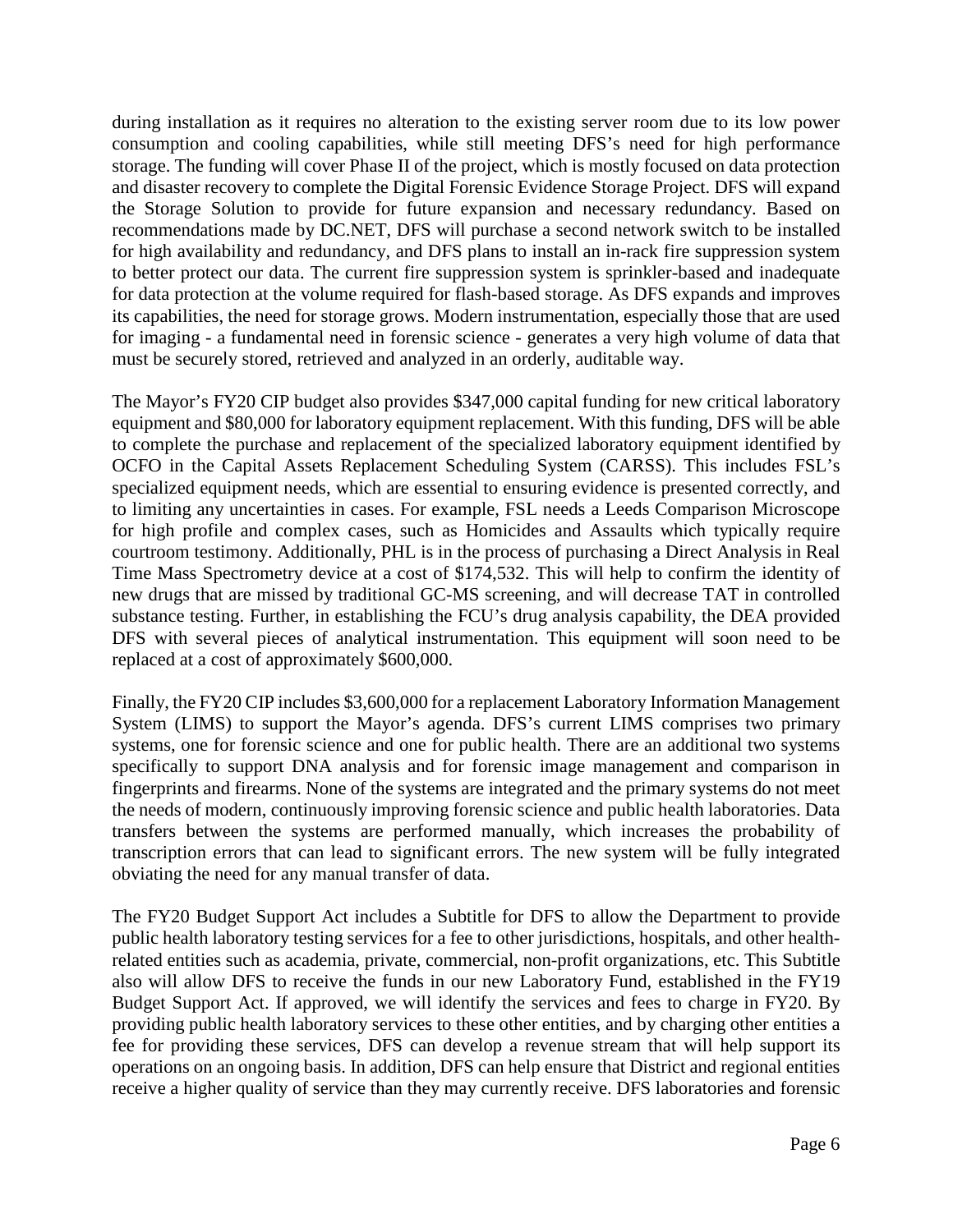during installation as it requires no alteration to the existing server room due to its low power consumption and cooling capabilities, while still meeting DFS's need for high performance storage. The funding will cover Phase II of the project, which is mostly focused on data protection and disaster recovery to complete the Digital Forensic Evidence Storage Project. DFS will expand the Storage Solution to provide for future expansion and necessary redundancy. Based on recommendations made by DC.NET, DFS will purchase a second network switch to be installed for high availability and redundancy, and DFS plans to install an in-rack fire suppression system to better protect our data. The current fire suppression system is sprinkler-based and inadequate for data protection at the volume required for flash-based storage. As DFS expands and improves its capabilities, the need for storage grows. Modern instrumentation, especially those that are used for imaging - a fundamental need in forensic science - generates a very high volume of data that must be securely stored, retrieved and analyzed in an orderly, auditable way.

The Mayor's FY20 CIP budget also provides $347,000 capital funding for new critical laboratory equipment and $80,000 for laboratory equipment replacement. With this funding, DFS will be able to complete the purchase and replacement of the specialized laboratory equipment identified by OCFO in the Capital Assets Replacement Scheduling System (CARSS). This includes FSL's specialized equipment needs, which are essential to ensuring evidence is presented correctly, and to limiting any uncertainties in cases. For example, FSL needs a Leeds Comparison Microscope for high profile and complex cases, such as Homicides and Assaults which typically require courtroom testimony. Additionally, PHL is in the process of purchasing a Direct Analysis in Real Time Mass Spectrometry device at a cost of $174,532. This will help to confirm the identity of new drugs that are missed by traditional GC-MS screening, and will decrease TAT in controlled substance testing. Further, in establishing the FCU's drug analysis capability, the DEA provided DFS with several pieces of analytical instrumentation. This equipment will soon need to be replaced at a cost of approximately $600,000.

Finally, the FY20 CIP includes $3,600,000 for a replacement Laboratory Information Management System (LIMS) to support the Mayor's agenda. DFS's current LIMS comprises two primary systems, one for forensic science and one for public health. There are an additional two systems specifically to support DNA analysis and for forensic image management and comparison in fingerprints and firearms. None of the systems are integrated and the primary systems do not meet the needs of modern, continuously improving forensic science and public health laboratories. Data transfers between the systems are performed manually, which increases the probability of transcription errors that can lead to significant errors. The new system will be fully integrated obviating the need for any manual transfer of data.

The FY20 Budget Support Act includes a Subtitle for DFS to allow the Department to provide public health laboratory testing services for a fee to other jurisdictions, hospitals, and other health-related entities such as academia, private, commercial, non-profit organizations, etc. This Subtitle also will allow DFS to receive the funds in our new Laboratory Fund, established in the FY19 Budget Support Act. If approved, we will identify the services and fees to charge in FY20. By providing public health laboratory services to these other entities, and by charging other entities a fee for providing these services, DFS can develop a revenue stream that will help support its operations on an ongoing basis. In addition, DFS can help ensure that District and regional entities receive a higher quality of service than they may currently receive. DFS laboratories and forensic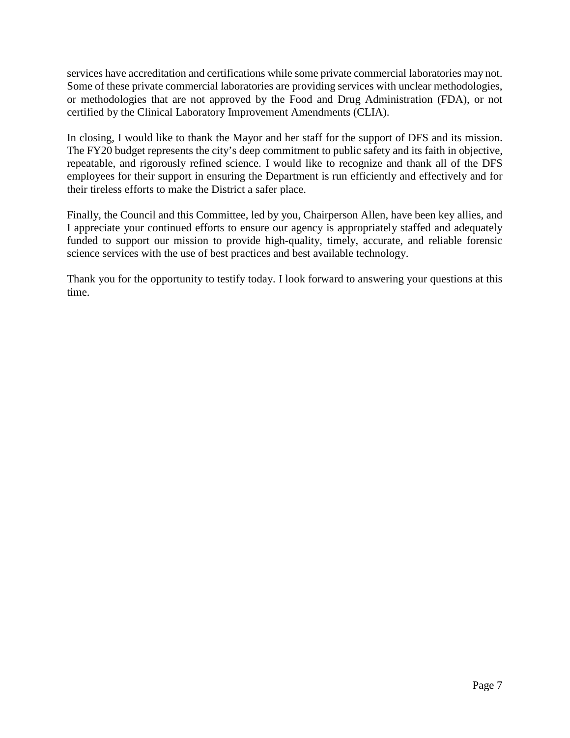services have accreditation and certifications while some private commercial laboratories may not. Some of these private commercial laboratories are providing services with unclear methodologies, or methodologies that are not approved by the Food and Drug Administration (FDA), or not certified by the Clinical Laboratory Improvement Amendments (CLIA).

In closing, I would like to thank the Mayor and her staff for the support of DFS and its mission. The FY20 budget represents the city's deep commitment to public safety and its faith in objective, repeatable, and rigorously refined science. I would like to recognize and thank all of the DFS employees for their support in ensuring the Department is run efficiently and effectively and for their tireless efforts to make the District a safer place.

Finally, the Council and this Committee, led by you, Chairperson Allen, have been key allies, and I appreciate your continued efforts to ensure our agency is appropriately staffed and adequately funded to support our mission to provide high-quality, timely, accurate, and reliable forensic science services with the use of best practices and best available technology.

Thank you for the opportunity to testify today. I look forward to answering your questions at this time.